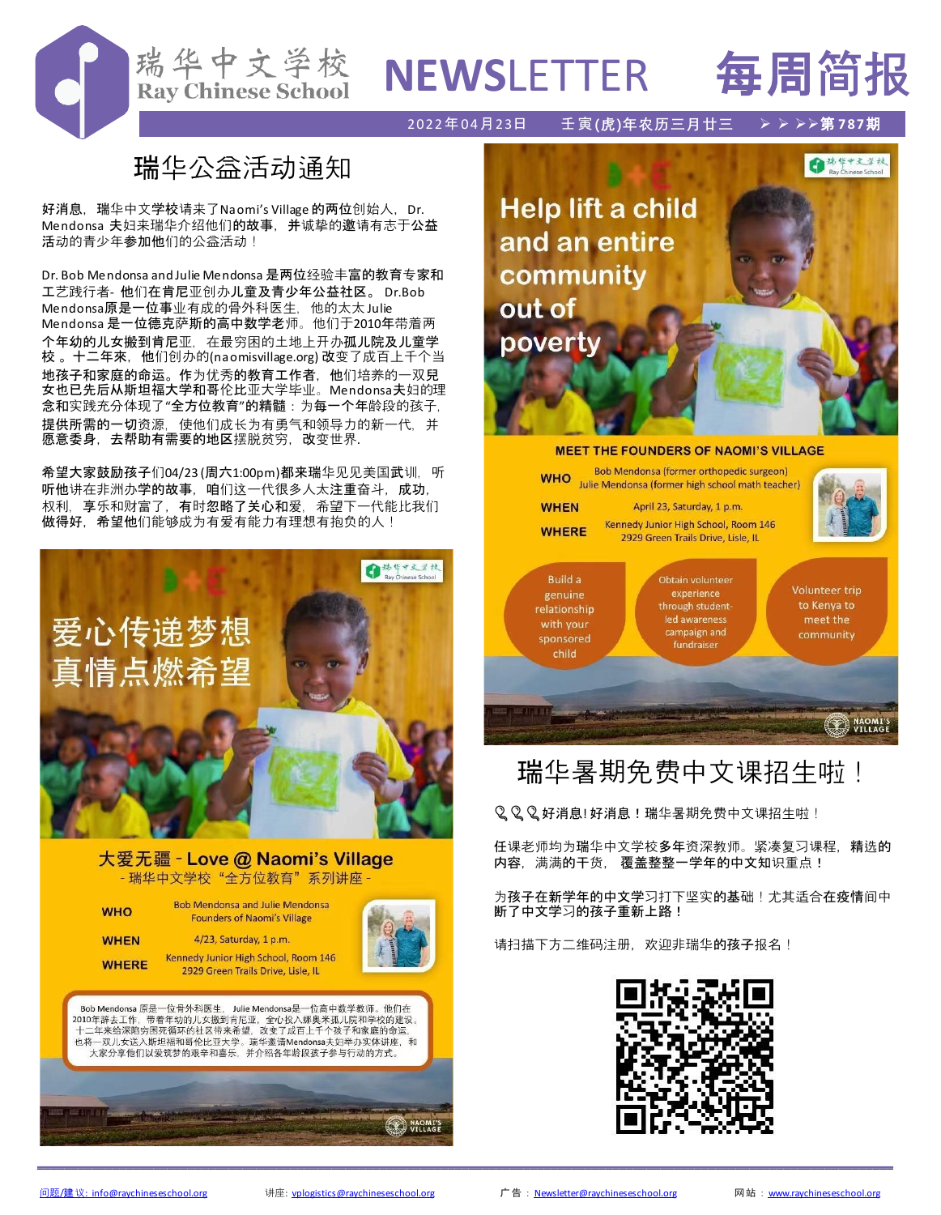# 瑞华中文学校 Ray Chinese School NEWSLETTER 每周简报

2022年04月23日　壬寅(虎)年农历三月廿三　➤➤➤➤第787期

## 瑞华公益活动通知

好消息，瑞华中文学校请来了Naomi's Village的两位创始人，Dr. Mendonsa 夫妇来瑞华介绍他们的故事，并诚挚的邀请有志于公益活动的青少年参加他们的公益活动！

Dr. Bob Mendonsa and Julie Mendonsa 是两位经验丰富的教育专家和工艺践行者- 他们在肯尼亚创办儿童及青少年公益社区。 Dr.Bob Mendonsa原是一位事业有成的骨外科医生，他的太太Julie Mendonsa 是一位德克萨斯的高中数学老师。他们于2010年带着两个年幼的儿女搬到肯尼亚，在最穷困的土地上开办孤儿院及儿童学校。十二年来，他们创办的(naomisvillage.org) 改变了成百上千个当地孩子和家庭的命运。作为优秀的教育工作者，他们培养的一双兒女也已先后从斯坦福大学和哥伦比亚大学毕业。Mendonsa夫妇的理念和实践充分体现了"全方位教育"的精髓：为每一个年龄段的孩子，提供所需的一切资源，使他们成长为有勇气和领导力的新一代，并愿意委身，去帮助有需要的地区摆脱贫穷，改变世界.

希望大家鼓励孩子们04/23 (周六1:00pm)都来瑞华见见美国武训，听听他讲在非洲办学的故事，咱们这一代很多人太注重奋斗，成功，权利，享乐和财富了，有时忽略了关心和爱，希望下一代能比我们做得好，希望他们能够成为有爱有能力有理想有抱负的人！

爱心传递梦想
真情点燃希望

### 大爱无疆 - Love @ Naomi's Village
- 瑞华中文学校 "全方位教育" 系列讲座 -

| | |
|---|---|
| WHO | Bob Mendonsa and Julie Mendonsa<br>Founders of Naomi's Village |
| WHEN | 4/23, Saturday, 1 p.m. |
| WHERE | Kennedy Junior High School, Room 146<br>2929 Green Trails Drive, Lisle, IL |

Bob Mendonsa 原是一位骨外科医生，Julie Mendonsa是一位高中数学教师。他们在2010年辞去工作，带着年幼的儿女搬到肯尼亚，全心投入娜奥米孤儿院和学校的建设。十二年来给深陷穷困恶循环的社区带来希望，改变了成百上千个孩子和家庭的命运。也将一双儿女送入斯坦福和哥伦比亚大学。瑞华邀请Mendonsa夫妇举办实体讲座，和大家分享他们以爱筑梦的艰辛和喜乐，并介绍各年龄段孩子参与行动的方式。

Help lift a child and an entire community out of poverty

### MEET THE FOUNDERS OF NAOMI'S VILLAGE

| | |
|---|---|
| WHO | Bob Mendonsa (former orthopedic surgeon)<br>Julie Mendonsa (former high school math teacher) |
| WHEN | April 23, Saturday, 1 p.m. |
| WHERE | Kennedy Junior High School, Room 146<br>2929 Green Trails Drive, Lisle, IL |

- Build a genuine relationship with your sponsored child
- Obtain volunteer experience through student-led awareness campaign and fundraiser
- Volunteer trip to Kenya to meet the community

NAOMI'S VILLAGE

## 瑞华暑期免费中文课招生啦！

🔍🔍🔍好消息! 好消息！瑞华暑期免费中文课招生啦！

任课老师均为瑞华中文学校多年资深教师。紧凑复习课程，精选的内容，满满的干货，覆盖整整一学年的中文知识重点！

为孩子在新学年的中文学习打下坚实的基础！尤其适合在疫情间中断了中文学习的孩子重新上路！

请扫描下方二维码注册，欢迎非瑞华的孩子报名！

问题/建议: info@raychineseschool.org　讲座: vplogistics@raychineseschool.org　广告：Newsletter@raychineseschool.org　网站：www.raychineseschool.org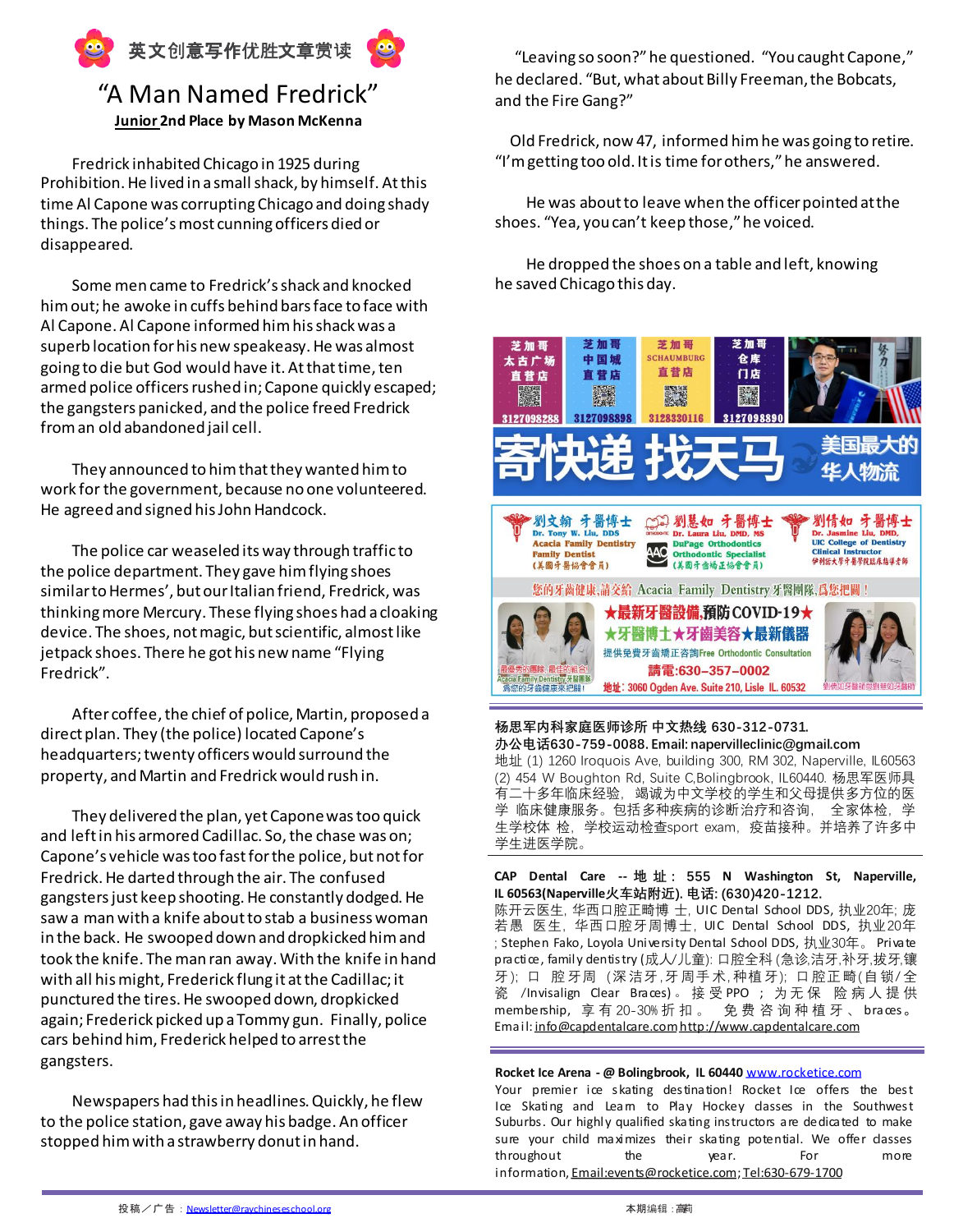# 英文创意写作优胜文章赏读

## "A Man Named Fredrick"

**Junior 2nd Place by Mason McKenna**

Fredrick inhabited Chicago in 1925 during Prohibition. He lived in a small shack, by himself. At this time Al Capone was corrupting Chicago and doing shady things. The police's most cunning officers died or disappeared.

Some men came to Fredrick's shack and knocked him out; he awoke in cuffs behind bars face to face with Al Capone. Al Capone informed him his shack was a superb location for his new speakeasy. He was almost going to die but God would have it. At that time, ten armed police officers rushed in; Capone quickly escaped; the gangsters panicked, and the police freed Fredrick from an old abandoned jail cell.

They announced to him that they wanted him to work for the government, because no one volunteered. He agreed and signed his John Handcock.

The police car weaseled its way through traffic to the police department. They gave him flying shoes similar to Hermes', but our Italian friend, Fredrick, was thinking more Mercury. These flying shoes had a cloaking device. The shoes, not magic, but scientific, almost like jetpack shoes. There he got his new name "Flying Fredrick".

After coffee, the chief of police, Martin, proposed a direct plan. They (the police) located Capone's headquarters; twenty officers would surround the property, and Martin and Fredrick would rush in.

They delivered the plan, yet Capone was too quick and left in his armored Cadillac. So, the chase was on; Capone's vehicle was too fast for the police, but not for Fredrick. He darted through the air. The confused gangsters just keep shooting. He constantly dodged. He saw a man with a knife about to stab a business woman in the back. He swooped down and dropkicked him and took the knife. The man ran away. With the knife in hand with all his might, Frederick flung it at the Cadillac; it punctured the tires. He swooped down, dropkicked again; Frederick picked up a Tommy gun. Finally, police cars behind him, Frederick helped to arrest the gangsters.

Newspapers had this in headlines. Quickly, he flew to the police station, gave away his badge. An officer stopped him with a strawberry donut in hand.

"Leaving so soon?" he questioned. "You caught Capone," he declared. "But, what about Billy Freeman, the Bobcats, and the Fire Gang?"

Old Fredrick, now 47, informed him he was going to retire. "I'm getting too old. It is time for others," he answered.

He was about to leave when the officer pointed at the shoes. "Yea, you can't keep those," he voiced.

He dropped the shoes on a table and left, knowing he saved Chicago this day.

---

芝加哥太古广场直营店 3127098288 | 芝加哥中国城直营店 3127098898 | 芝加哥SCHAUMBURG直营店 3128330116 | 芝加哥仓库门店 3127098890

寄快递 找天马 美国最大的华人物流

---

劉文翰 牙醫博士 Dr. Tony W. Liu, DDS Acacia Family Dentistry Family Dentist (美國牙齒協會會員)

劉慧如 牙醫博士 Dr. Laura Liu, DMD, MS DuPage Orthodontics Orthodontic Specialist (美國牙齒矯正協會會員)

劉倩如 牙醫博士 Dr. Jasmine Liu, DMD, UIC College of Dentistry Clinical Instructor 伊利諾大學牙醫學院臨床指導老師

您的牙齒健康,請交給 Acacia Family Dentistry 牙醫團隊,為您把關!

★最新牙醫設備,預防COVID-19★

★牙醫博士★牙齒美容★最新儀器

提供免費牙齒矯正咨詢Free Orthodontic Consultation

請電:630-357-0002

地址: 3060 Ogden Ave. Suite 210, Lisle IL. 60532

---

**杨思军内科家庭医师诊所 中文热线 630-312-0731.**
**办公电话630-759-0088. Email: napervilleclinic@gmail.com**
地址 (1) 1260 Iroquois Ave, building 300, RM 302, Naperville, IL60563 (2) 454 W Boughton Rd, Suite C,Bolingbrook, IL60440. 杨思军医师具有二十多年临床经验, 竭诚为中文学校的学生和父母提供多方位的医学 临床健康服务。包括多种疾病的诊断治疗和咨询, 全家体检, 学生学校体 检, 学校运动检查sport exam, 疫苗接种。并培养了许多中学生进医学院。

**CAP Dental Care -- 地 址: 555 N Washington St, Naperville, IL 60563(Naperville火车站附近). 电话: (630)420-1212.**
陈开云医生, 华西口腔正畸博 士, UIC Dental School DDS, 执业20年; 庞若愚 医生, 华西口腔牙周博士, UIC Dental School DDS, 执业20年; Stephen Fako, Loyola University Dental School DDS, 执业30年。Private practice, family dentistry (成人/儿童): 口腔全科 (急诊,洁牙,补牙,拔牙,镶牙); 口 腔牙周 (深洁牙,牙周手术,种植牙); 口腔正畸(自锁/全瓷 /Invisalign Clear Braces)。接受PPO ; 为无保 险病人提供 membership, 享有20-30%折扣。 免费咨询种植牙、braces。
Email: info@capdentalcare.com http://www.capdentalcare.com

**Rocket Ice Arena - @ Bolingbrook, IL 60440** www.rocketice.com
Your premier ice skating destination! Rocket Ice offers the best Ice Skating and Learn to Play Hockey classes in the Southwest Suburbs. Our highly qualified skating instructors are dedicated to make sure your child maximizes their skating potential. We offer classes throughout the year. For more information, Email:events@rocketice.com; Tel:630-679-1700

投稿／广告：Newsletter@raychineseschool.org

本期编辑：高莉